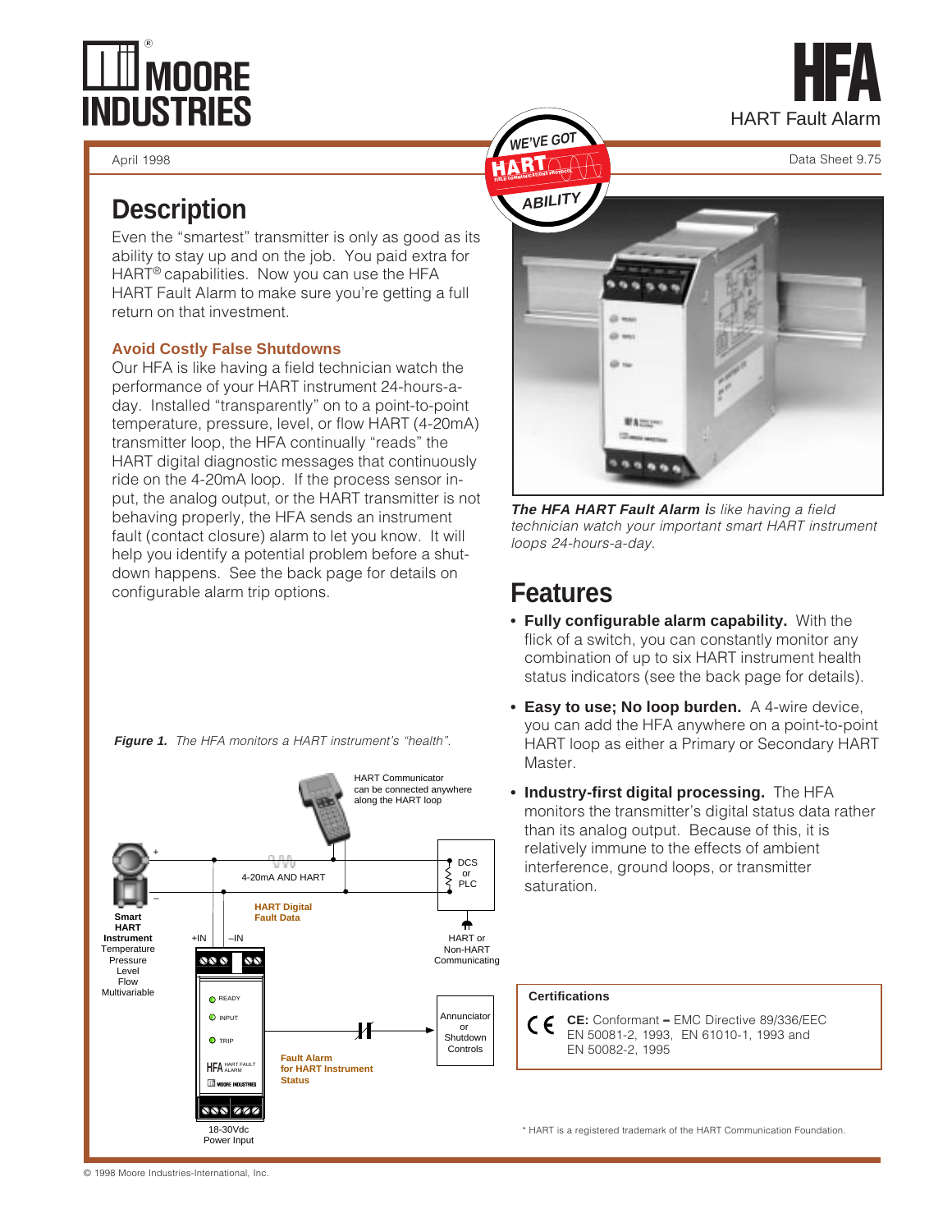# MOORE INDUSTRIES

# HFA

HART Fault Alarm

April 1998

Data Sheet 9.75

## Description

Even the “smartest” transmitter is only as good as its ability to stay up and on the job. You paid extra for HART® capabilities. Now you can use the HFA HART Fault Alarm to make sure you’re getting a full return on that investment.

### Avoid Costly False Shutdowns

Our HFA is like having a field technician watch the performance of your HART instrument 24-hours-a-day. Installed “transparently” on to a point-to-point temperature, pressure, level, or flow HART (4-20mA) transmitter loop, the HFA continually “reads” the HART digital diagnostic messages that continuously ride on the 4-20mA loop. If the process sensor input, the analog output, or the HART transmitter is not behaving properly, the HFA sends an instrument fault (contact closure) alarm to let you know. It will help you identify a potential problem before a shutdown happens. See the back page for details on configurable alarm trip options.

***Figure 1.*** *The HFA monitors a HART instrument’s “health”.*

HART Communicator can be connected anywhere along the HART loop

4-20mA AND HART

DCS or PLC

HART or Non-HART Communicating

Smart HART Instrument
Temperature
Pressure
Level
Flow
Multivariable

+IN –IN

HART Digital Fault Data

READY
INPUT
TRIP

Annunciator or Shutdown Controls

Fault Alarm for HART Instrument Status

18-30Vdc Power Input

***The HFA HART Fault Alarm i****s like having a field technician watch your important smart HART instrument loops 24-hours-a-day.*

## Features

- **Fully configurable alarm capability.** With the flick of a switch, you can constantly monitor any combination of up to six HART instrument health status indicators (see the back page for details).
- **Easy to use; No loop burden.** A 4-wire device, you can add the HFA anywhere on a point-to-point HART loop as either a Primary or Secondary HART Master.
- **Industry-first digital processing.** The HFA monitors the transmitter’s digital status data rather than its analog output. Because of this, it is relatively immune to the effects of ambient interference, ground loops, or transmitter saturation.

**Certifications**

CE **CE:** Conformant **–** EMC Directive 89/336/EEC EN 50081-2, 1993, EN 61010-1, 1993 and EN 50082-2, 1995

\* HART is a registered trademark of the HART Communication Foundation.

© 1998 Moore Industries-International, Inc.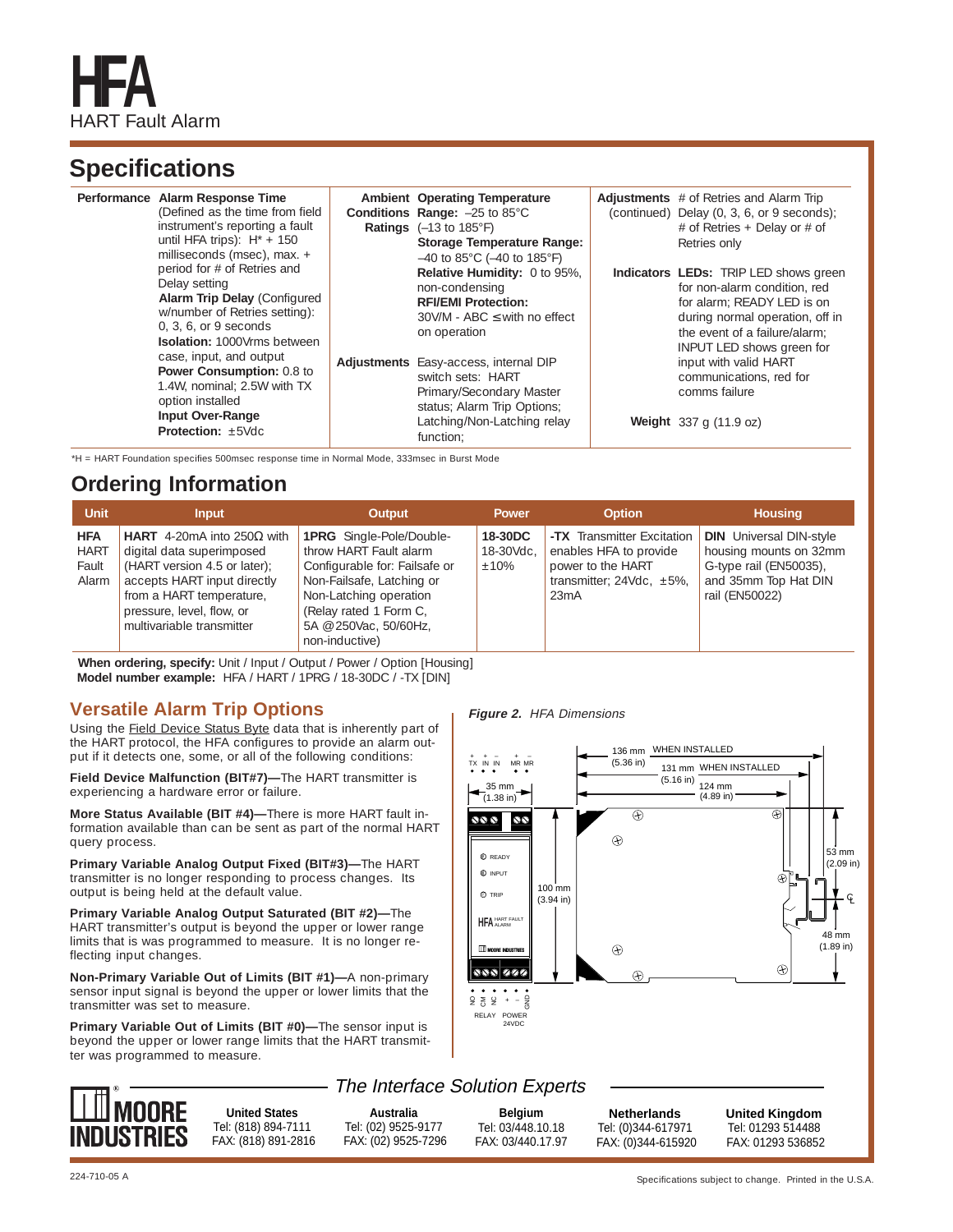# HFA

HART Fault Alarm

## Specifications

| | | | | | |
|---|---|---|---|---|---|
| **Performance** | **Alarm Response Time** (Defined as the time from field instrument's reporting a fault until HFA trips): H* + 150 milliseconds (msec), max. + period for # of Retries and Delay setting<br>**Alarm Trip Delay** (Configured w/number of Retries setting): 0, 3, 6, or 9 seconds<br>**Isolation:** 1000Vrms between case, input, and output<br>**Power Consumption:** 0.8 to 1.4W, nominal; 2.5W with TX option installed<br>**Input Over-Range Protection:** ±5Vdc | **Ambient Conditions Ratings** | **Operating Temperature Range:** –25 to 85°C (–13 to 185°F)<br>**Storage Temperature Range:** –40 to 85°C (–40 to 185°F)<br>**Relative Humidity:** 0 to 95%, non-condensing<br>**RFI/EMI Protection:** 30V/M - ABC ≤ with no effect on operation | **Adjustments** (continued) | # of Retries and Alarm Trip Delay (0, 3, 6, or 9 seconds); # of Retries + Delay or # of Retries only |
| | | **Adjustments** | Easy-access, internal DIP switch sets: HART Primary/Secondary Master status; Alarm Trip Options; Latching/Non-Latching relay function; | **Indicators** | **LEDs:** TRIP LED shows green for non-alarm condition, red for alarm; READY LED is on during normal operation, off in the event of a failure/alarm; INPUT LED shows green for input with valid HART communications, red for comms failure |
| | | | | **Weight** | 337 g (11.9 oz) |

*H = HART Foundation specifies 500msec response time in Normal Mode, 333msec in Burst Mode

## Ordering Information

| Unit | Input | Output | Power | Option | Housing |
|---|---|---|---|---|---|
| **HFA** HART Fault Alarm | **HART** 4-20mA into 250Ω with digital data superimposed (HART version 4.5 or later); accepts HART input directly from a HART temperature, pressure, level, flow, or multivariable transmitter | **1PRG** Single-Pole/Double-throw HART Fault alarm Configurable for: Failsafe or Non-Failsafe, Latching or Non-Latching operation (Relay rated 1 Form C, 5A @250Vac, 50/60Hz, non-inductive) | **18-30DC** 18-30Vdc, ±10% | **-TX** Transmitter Excitation enables HFA to provide power to the HART transmitter; 24Vdc, ±5%, 23mA | **DIN** Universal DIN-style housing mounts on 32mm G-type rail (EN50035), and 35mm Top Hat DIN rail (EN50022) |

**When ordering, specify:** Unit / Input / Output / Power / Option [Housing]
**Model number example:** HFA / HART / 1PRG / 18-30DC / -TX [DIN]

## Versatile Alarm Trip Options

Using the Field Device Status Byte data that is inherently part of the HART protocol, the HFA configures to provide an alarm output if it detects one, some, or all of the following conditions:

**Field Device Malfunction (BIT#7)—**The HART transmitter is experiencing a hardware error or failure.

**More Status Available (BIT #4)—**There is more HART fault information available than can be sent as part of the normal HART query process.

**Primary Variable Analog Output Fixed (BIT#3)—**The HART transmitter is no longer responding to process changes. Its output is being held at the default value.

**Primary Variable Analog Output Saturated (BIT #2)—**The HART transmitter's output is beyond the upper or lower range limits that is was programmed to measure. It is no longer reflecting input changes.

**Non-Primary Variable Out of Limits (BIT #1)—**A non-primary sensor input signal is beyond the upper or lower limits that the transmitter was set to measure.

**Primary Variable Out of Limits (BIT #0)—**The sensor input is beyond the upper or lower range limits that the HART transmitter was programmed to measure.

***Figure 2.*** *HFA Dimensions*

+ + – + –
TX IN IN MR MR
35 mm (1.38 in)
136 mm (5.36 in) WHEN INSTALLED
131 mm (5.16 in) WHEN INSTALLED
124 mm (4.89 in)
100 mm (3.94 in)
53 mm (2.09 in)
48 mm (1.89 in)
℄
READY
INPUT
TRIP
HFA HART FAULT ALARM
MOORE INDUSTRIES
NO CM NC + – GND
RELAY POWER 24VDC

*The Interface Solution Experts*

MOORE INDUSTRIES

**United States**
Tel: (818) 894-7111
FAX: (818) 891-2816

**Australia**
Tel: (02) 9525-9177
FAX: (02) 9525-7296

**Belgium**
Tel: 03/448.10.18
FAX: 03/440.17.97

**Netherlands**
Tel: (0)344-617971
FAX: (0)344-615920

**United Kingdom**
Tel: 01293 514488
FAX: 01293 536852

224-710-05 A

Specifications subject to change. Printed in the U.S.A.